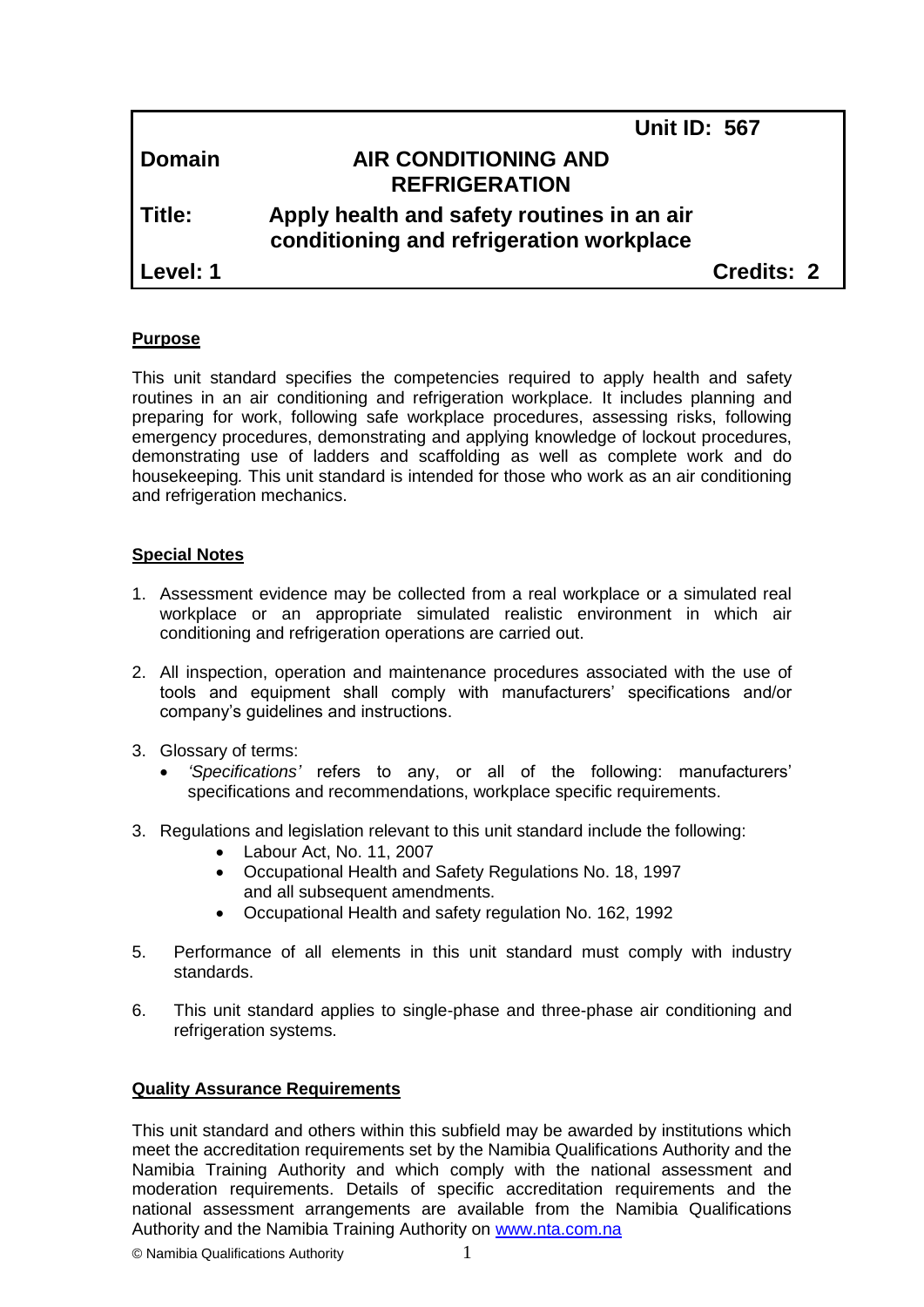| | | |
|---|---|---|
| | | **Unit ID: 567** |
| **Domain** | **AIR CONDITIONING AND REFRIGERATION** | |
| **Title:** | **Apply health and safety routines in an air conditioning and refrigeration workplace** | |
| **Level: 1** | | **Credits: 2** |

**Purpose**

This unit standard specifies the competencies required to apply health and safety routines in an air conditioning and refrigeration workplace*.* It includes planning and preparing for work, following safe workplace procedures, assessing risks, following emergency procedures, demonstrating and applying knowledge of lockout procedures, demonstrating use of ladders and scaffolding as well as complete work and do housekeeping*.* This unit standard is intended for those who work as an air conditioning and refrigeration mechanics.

**Special Notes**

1. Assessment evidence may be collected from a real workplace or a simulated real workplace or an appropriate simulated realistic environment in which air conditioning and refrigeration operations are carried out.

2. All inspection, operation and maintenance procedures associated with the use of tools and equipment shall comply with manufacturers' specifications and/or company's guidelines and instructions.

3. Glossary of terms:
   - *'Specifications'* refers to any, or all of the following: manufacturers' specifications and recommendations, workplace specific requirements.

3. Regulations and legislation relevant to this unit standard include the following:
   - Labour Act, No. 11, 2007
   - Occupational Health and Safety Regulations No. 18, 1997 and all subsequent amendments.
   - Occupational Health and safety regulation No. 162, 1992

5. Performance of all elements in this unit standard must comply with industry standards.

6. This unit standard applies to single-phase and three-phase air conditioning and refrigeration systems.

**Quality Assurance Requirements**

This unit standard and others within this subfield may be awarded by institutions which meet the accreditation requirements set by the Namibia Qualifications Authority and the Namibia Training Authority and which comply with the national assessment and moderation requirements. Details of specific accreditation requirements and the national assessment arrangements are available from the Namibia Qualifications Authority and the Namibia Training Authority on www.nta.com.na

© Namibia Qualifications Authority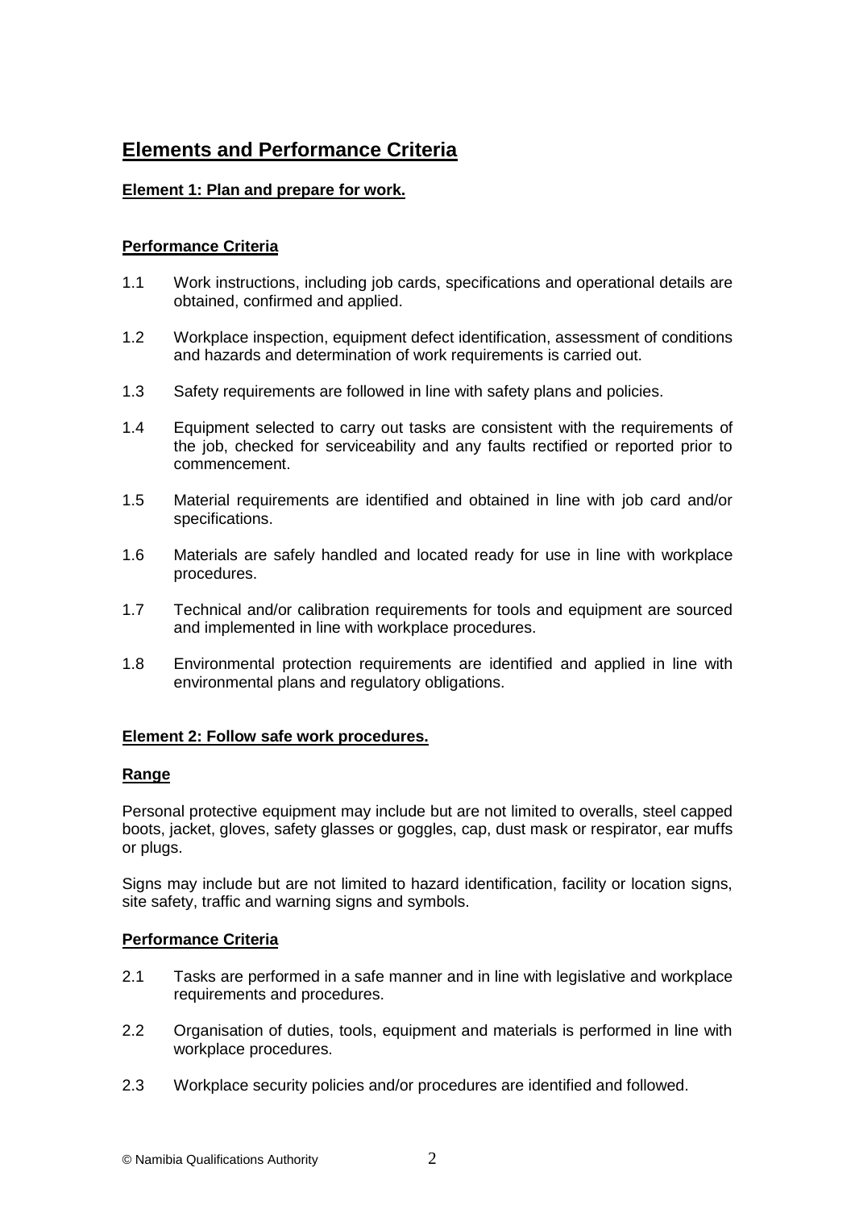## Elements and Performance Criteria

### Element 1: Plan and prepare for work.

#### Performance Criteria

1.1 Work instructions, including job cards, specifications and operational details are obtained, confirmed and applied.

1.2 Workplace inspection, equipment defect identification, assessment of conditions and hazards and determination of work requirements is carried out.

1.3 Safety requirements are followed in line with safety plans and policies.

1.4 Equipment selected to carry out tasks are consistent with the requirements of the job, checked for serviceability and any faults rectified or reported prior to commencement.

1.5 Material requirements are identified and obtained in line with job card and/or specifications.

1.6 Materials are safely handled and located ready for use in line with workplace procedures.

1.7 Technical and/or calibration requirements for tools and equipment are sourced and implemented in line with workplace procedures.

1.8 Environmental protection requirements are identified and applied in line with environmental plans and regulatory obligations.

### Element 2: Follow safe work procedures.

#### Range

Personal protective equipment may include but are not limited to overalls, steel capped boots, jacket, gloves, safety glasses or goggles, cap, dust mask or respirator, ear muffs or plugs.

Signs may include but are not limited to hazard identification, facility or location signs, site safety, traffic and warning signs and symbols.

#### Performance Criteria

2.1 Tasks are performed in a safe manner and in line with legislative and workplace requirements and procedures.

2.2 Organisation of duties, tools, equipment and materials is performed in line with workplace procedures.

2.3 Workplace security policies and/or procedures are identified and followed.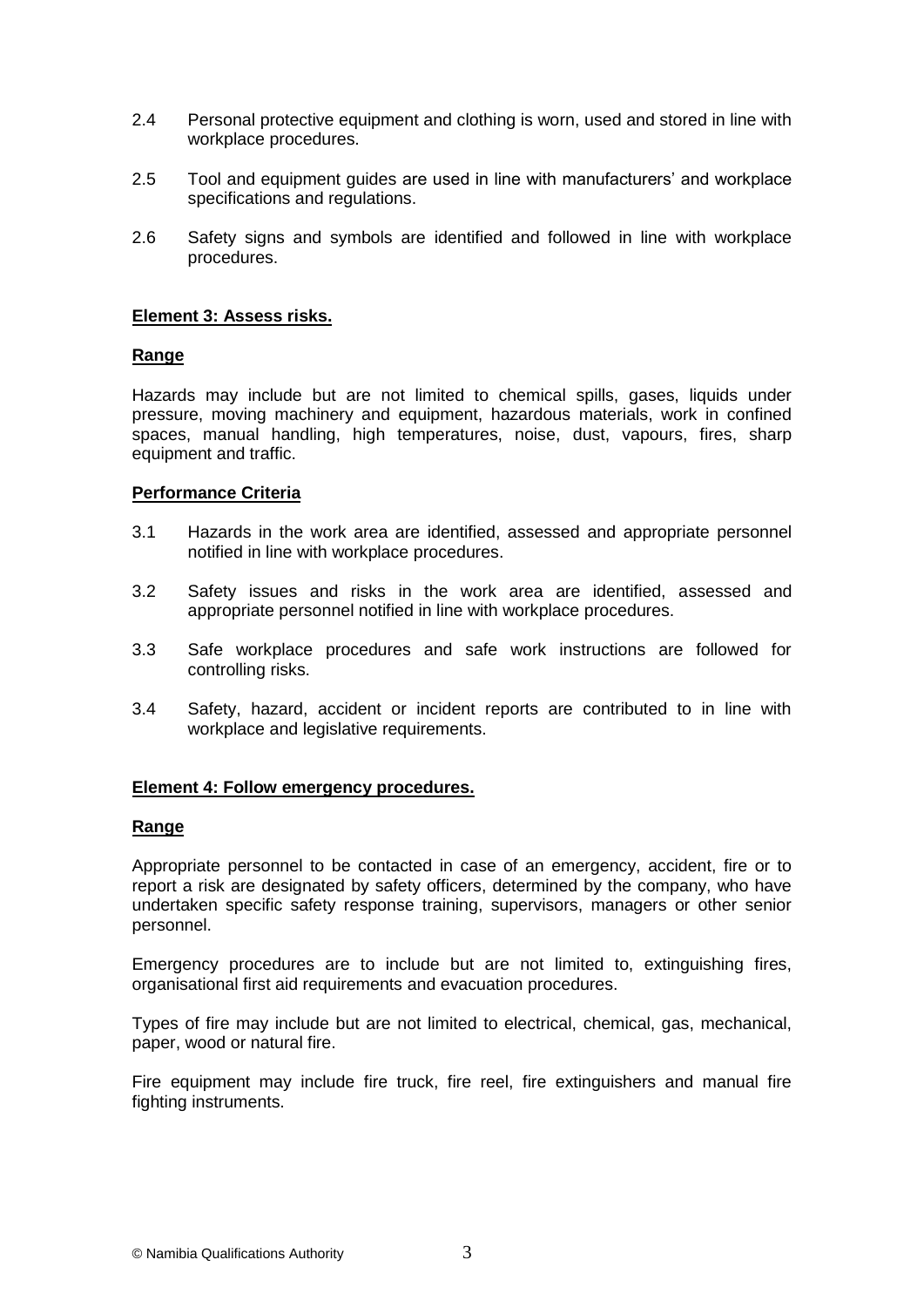2.4 Personal protective equipment and clothing is worn, used and stored in line with workplace procedures.

2.5 Tool and equipment guides are used in line with manufacturers' and workplace specifications and regulations.

2.6 Safety signs and symbols are identified and followed in line with workplace procedures.

**Element 3: Assess risks.**

**Range**

Hazards may include but are not limited to chemical spills, gases, liquids under pressure, moving machinery and equipment, hazardous materials, work in confined spaces, manual handling, high temperatures, noise, dust, vapours, fires, sharp equipment and traffic.

**Performance Criteria**

3.1 Hazards in the work area are identified, assessed and appropriate personnel notified in line with workplace procedures.

3.2 Safety issues and risks in the work area are identified, assessed and appropriate personnel notified in line with workplace procedures.

3.3 Safe workplace procedures and safe work instructions are followed for controlling risks.

3.4 Safety, hazard, accident or incident reports are contributed to in line with workplace and legislative requirements.

**Element 4: Follow emergency procedures.**

**Range**

Appropriate personnel to be contacted in case of an emergency, accident, fire or to report a risk are designated by safety officers, determined by the company, who have undertaken specific safety response training, supervisors, managers or other senior personnel.

Emergency procedures are to include but are not limited to, extinguishing fires, organisational first aid requirements and evacuation procedures.

Types of fire may include but are not limited to electrical, chemical, gas, mechanical, paper, wood or natural fire.

Fire equipment may include fire truck, fire reel, fire extinguishers and manual fire fighting instruments.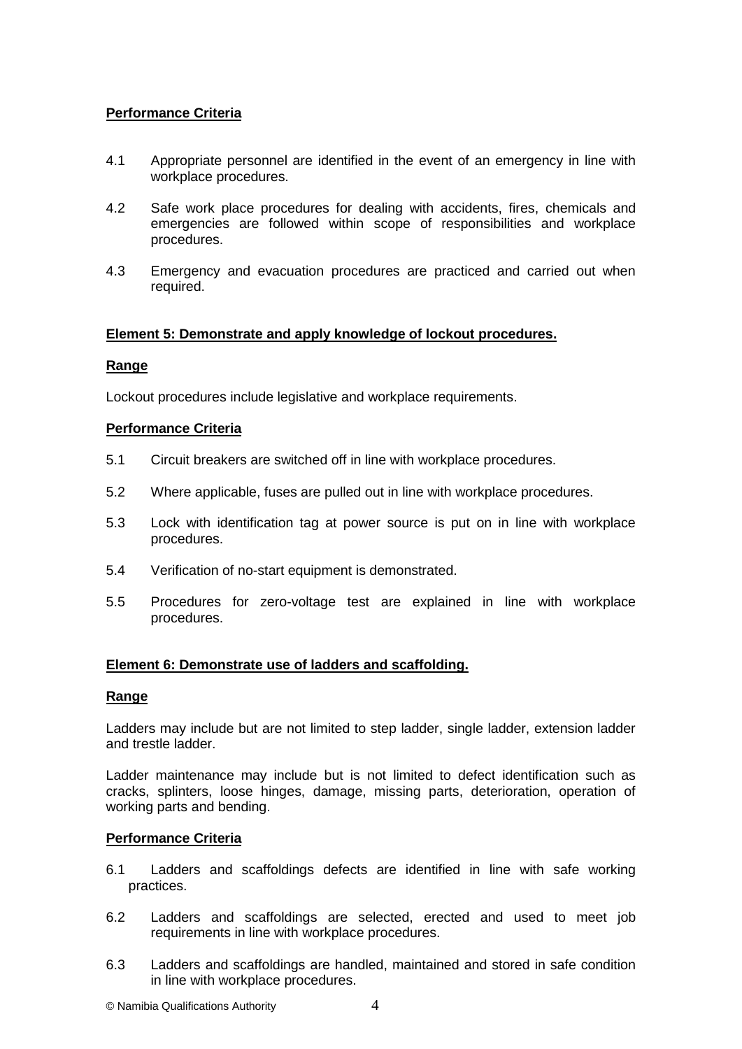**Performance Criteria**

4.1 Appropriate personnel are identified in the event of an emergency in line with workplace procedures.

4.2 Safe work place procedures for dealing with accidents, fires, chemicals and emergencies are followed within scope of responsibilities and workplace procedures.

4.3 Emergency and evacuation procedures are practiced and carried out when required.

**Element 5: Demonstrate and apply knowledge of lockout procedures.**

**Range**

Lockout procedures include legislative and workplace requirements.

**Performance Criteria**

5.1 Circuit breakers are switched off in line with workplace procedures.

5.2 Where applicable, fuses are pulled out in line with workplace procedures.

5.3 Lock with identification tag at power source is put on in line with workplace procedures.

5.4 Verification of no-start equipment is demonstrated.

5.5 Procedures for zero-voltage test are explained in line with workplace procedures.

**Element 6: Demonstrate use of ladders and scaffolding.**

**Range**

Ladders may include but are not limited to step ladder, single ladder, extension ladder and trestle ladder.

Ladder maintenance may include but is not limited to defect identification such as cracks, splinters, loose hinges, damage, missing parts, deterioration, operation of working parts and bending.

**Performance Criteria**

6.1 Ladders and scaffoldings defects are identified in line with safe working practices.

6.2 Ladders and scaffoldings are selected, erected and used to meet job requirements in line with workplace procedures.

6.3 Ladders and scaffoldings are handled, maintained and stored in safe condition in line with workplace procedures.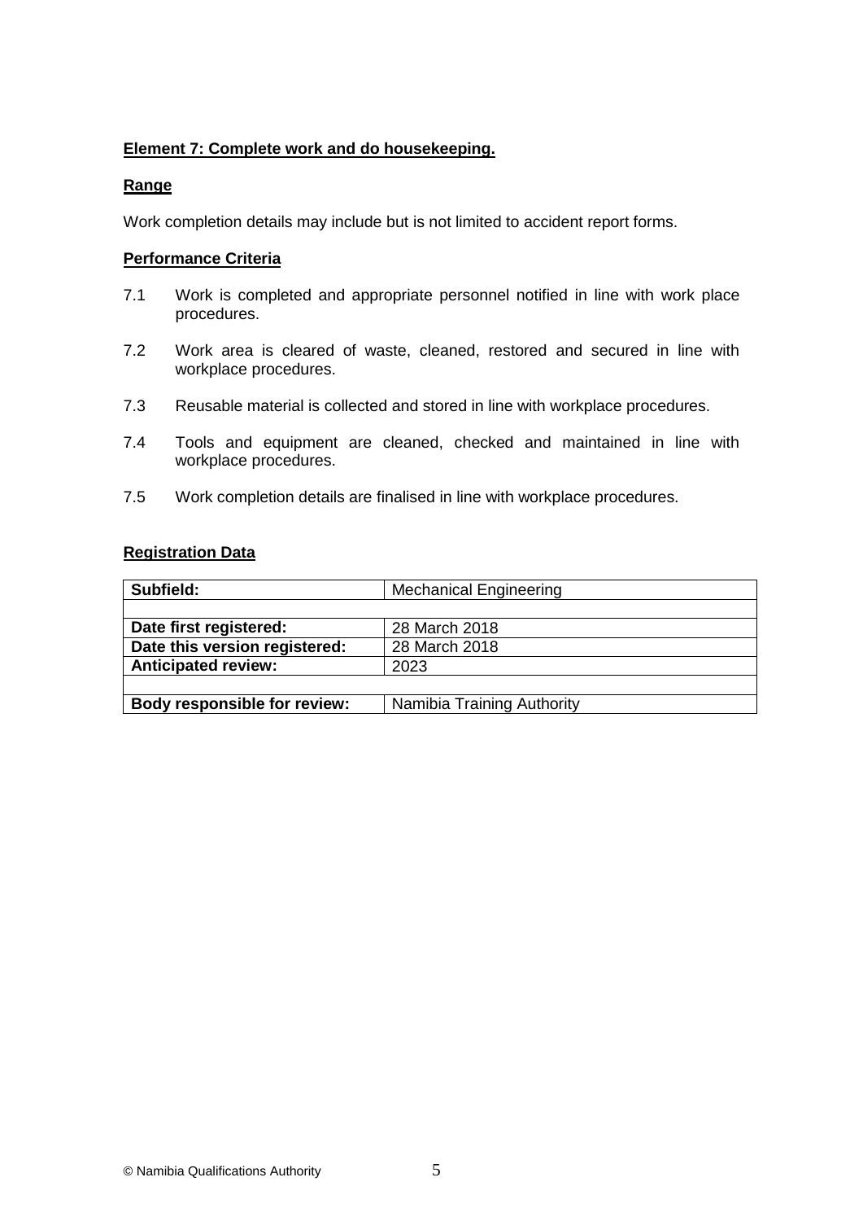**Element 7: Complete work and do housekeeping.**

**Range**

Work completion details may include but is not limited to accident report forms.

**Performance Criteria**

7.1 Work is completed and appropriate personnel notified in line with work place procedures.

7.2 Work area is cleared of waste, cleaned, restored and secured in line with workplace procedures.

7.3 Reusable material is collected and stored in line with workplace procedures.

7.4 Tools and equipment are cleaned, checked and maintained in line with workplace procedures.

7.5 Work completion details are finalised in line with workplace procedures.

**Registration Data**

| | |
|---|---|
| **Subfield:** | Mechanical Engineering |
| | |
| **Date first registered:** | 28 March 2018 |
| **Date this version registered:** | 28 March 2018 |
| **Anticipated review:** | 2023 |
| | |
| **Body responsible for review:** | Namibia Training Authority |

© Namibia Qualifications Authority